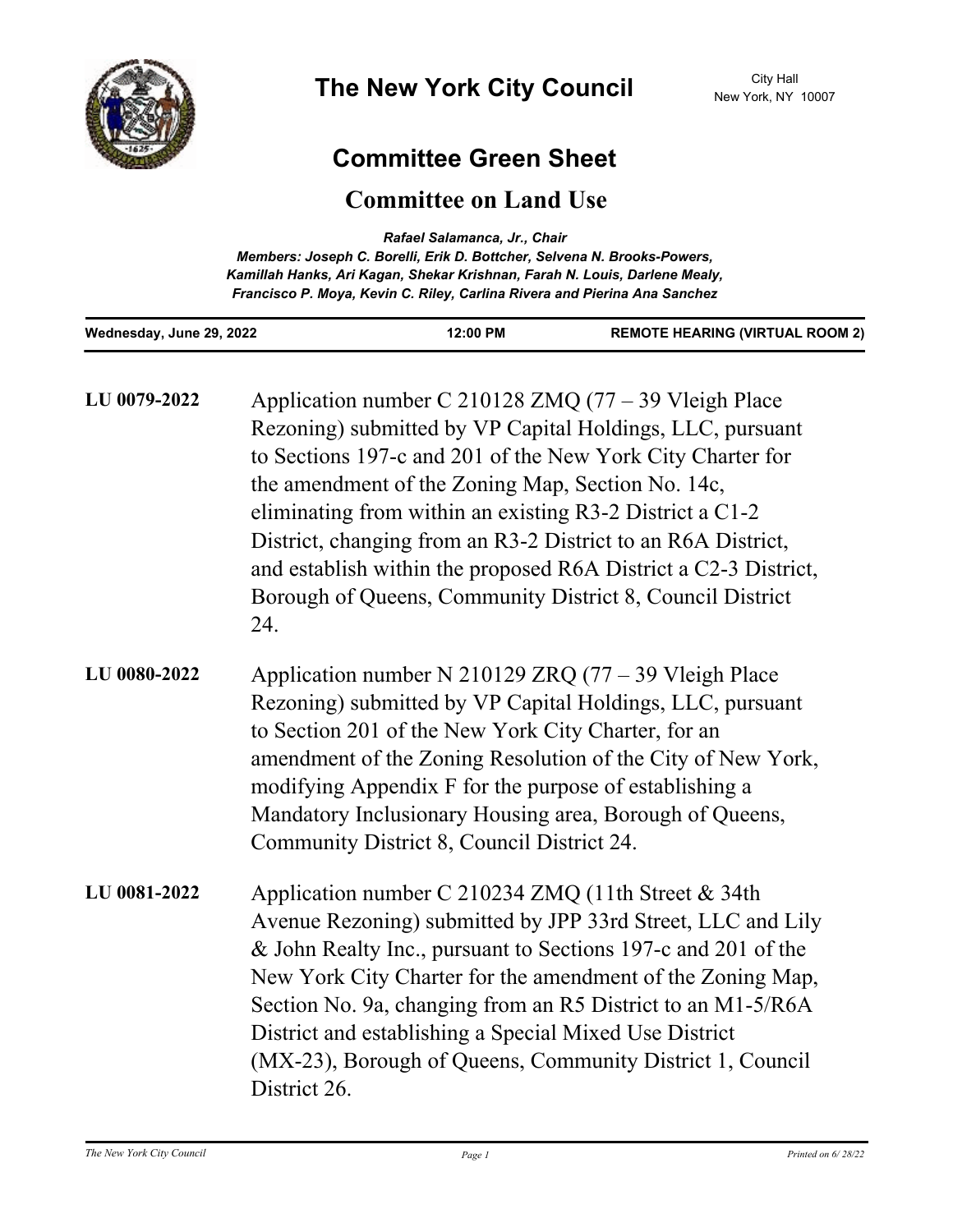# The New York City Council

City Hall
New York, NY 10007

## Committee Green Sheet

## Committee on Land Use

*Rafael Salamanca, Jr., Chair*
*Members: Joseph C. Borelli, Erik D. Bottcher, Selvena N. Brooks-Powers, Kamillah Hanks, Ari Kagan, Shekar Krishnan, Farah N. Louis, Darlene Mealy, Francisco P. Moya, Kevin C. Riley, Carlina Rivera and Pierina Ana Sanchez*

**Wednesday, June 29, 2022** | **12:00 PM** | **REMOTE HEARING (VIRTUAL ROOM 2)**

---

**LU 0079-2022**

Application number C 210128 ZMQ (77 – 39 Vleigh Place Rezoning) submitted by VP Capital Holdings, LLC, pursuant to Sections 197-c and 201 of the New York City Charter for the amendment of the Zoning Map, Section No. 14c, eliminating from within an existing R3-2 District a C1-2 District, changing from an R3-2 District to an R6A District, and establish within the proposed R6A District a C2-3 District, Borough of Queens, Community District 8, Council District 24.

**LU 0080-2022**

Application number N 210129 ZRQ (77 – 39 Vleigh Place Rezoning) submitted by VP Capital Holdings, LLC, pursuant to Section 201 of the New York City Charter, for an amendment of the Zoning Resolution of the City of New York, modifying Appendix F for the purpose of establishing a Mandatory Inclusionary Housing area, Borough of Queens, Community District 8, Council District 24.

**LU 0081-2022**

Application number C 210234 ZMQ (11th Street & 34th Avenue Rezoning) submitted by JPP 33rd Street, LLC and Lily & John Realty Inc., pursuant to Sections 197-c and 201 of the New York City Charter for the amendment of the Zoning Map, Section No. 9a, changing from an R5 District to an M1-5/R6A District and establishing a Special Mixed Use District (MX-23), Borough of Queens, Community District 1, Council District 26.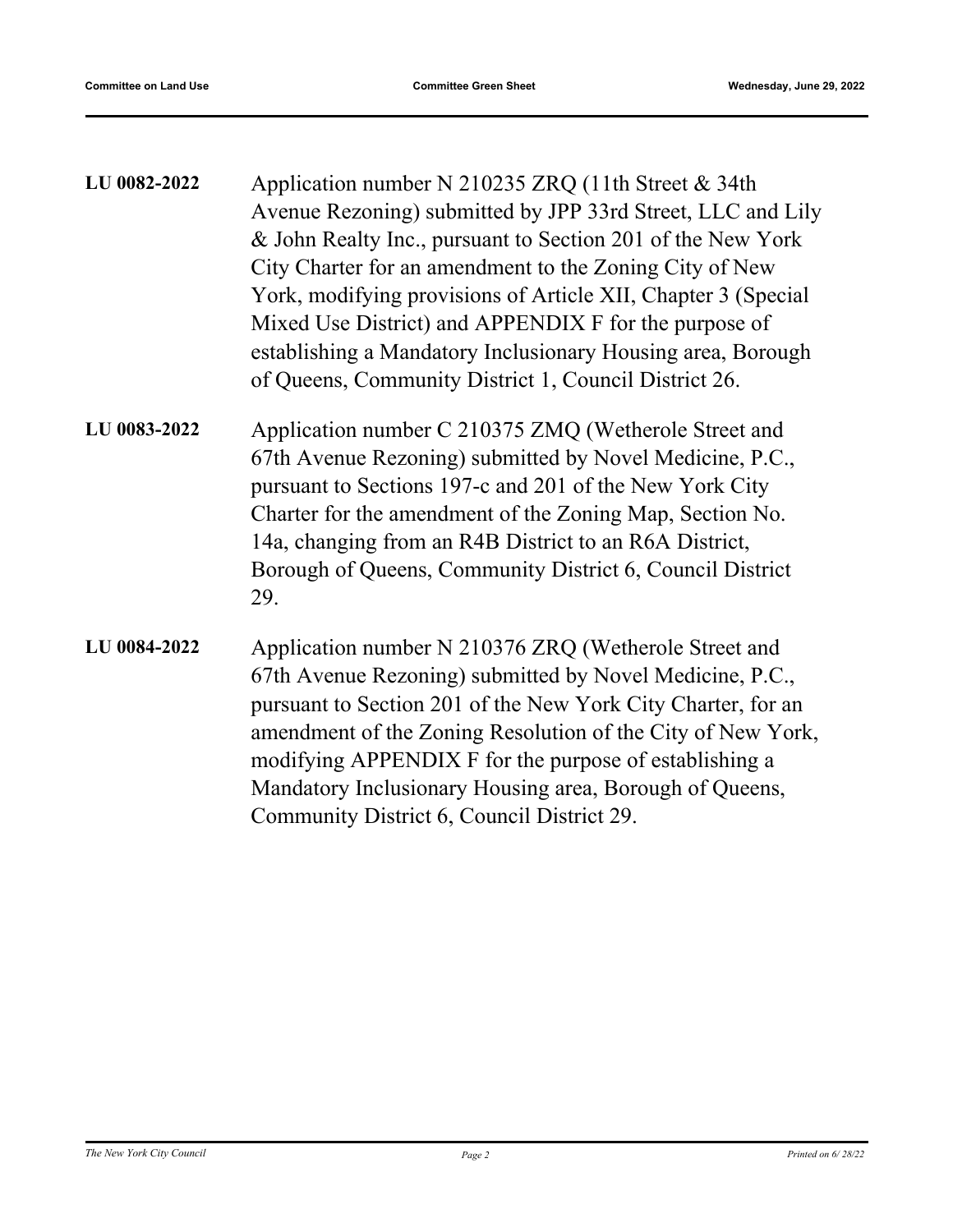**LU 0082-2022** Application number N 210235 ZRQ (11th Street & 34th Avenue Rezoning) submitted by JPP 33rd Street, LLC and Lily & John Realty Inc., pursuant to Section 201 of the New York City Charter for an amendment to the Zoning City of New York, modifying provisions of Article XII, Chapter 3 (Special Mixed Use District) and APPENDIX F for the purpose of establishing a Mandatory Inclusionary Housing area, Borough of Queens, Community District 1, Council District 26.

**LU 0083-2022** Application number C 210375 ZMQ (Wetherole Street and 67th Avenue Rezoning) submitted by Novel Medicine, P.C., pursuant to Sections 197-c and 201 of the New York City Charter for the amendment of the Zoning Map, Section No. 14a, changing from an R4B District to an R6A District, Borough of Queens, Community District 6, Council District 29.

**LU 0084-2022** Application number N 210376 ZRQ (Wetherole Street and 67th Avenue Rezoning) submitted by Novel Medicine, P.C., pursuant to Section 201 of the New York City Charter, for an amendment of the Zoning Resolution of the City of New York, modifying APPENDIX F for the purpose of establishing a Mandatory Inclusionary Housing area, Borough of Queens, Community District 6, Council District 29.